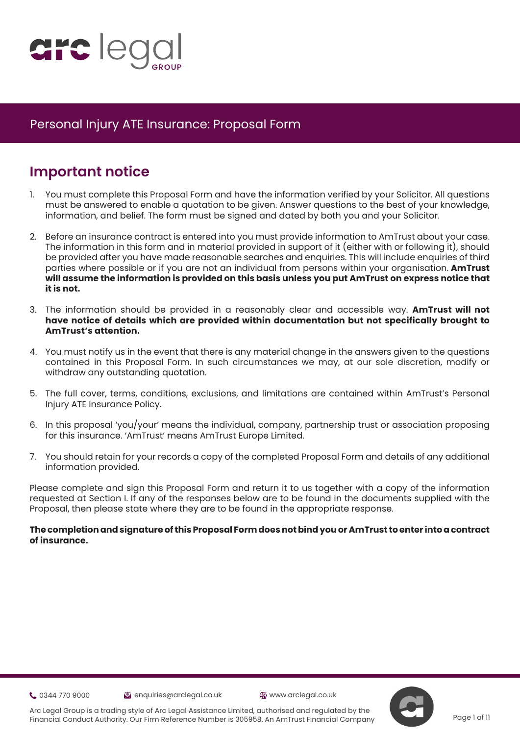# Personal Injury ATE Insurance: Proposal Form

## Important notice

1. You must complete this Proposal Form and have the information verified by your Solicitor. All questions must be answered to enable a quotation to be given. Answer questions to the best of your knowledge, information, and belief. The form must be signed and dated by both you and your Solicitor.

2. Before an insurance contract is entered into you must provide information to AmTrust about your case. The information in this form and in material provided in support of it (either with or following it), should be provided after you have made reasonable searches and enquiries. This will include enquiries of third parties where possible or if you are not an individual from persons within your organisation. **AmTrust will assume the information is provided on this basis unless you put AmTrust on express notice that it is not.**

3. The information should be provided in a reasonably clear and accessible way. **AmTrust will not have notice of details which are provided within documentation but not specifically brought to AmTrust's attention.**

4. You must notify us in the event that there is any material change in the answers given to the questions contained in this Proposal Form. In such circumstances we may, at our sole discretion, modify or withdraw any outstanding quotation.

5. The full cover, terms, conditions, exclusions, and limitations are contained within AmTrust's Personal Injury ATE Insurance Policy.

6. In this proposal 'you/your' means the individual, company, partnership trust or association proposing for this insurance. 'AmTrust' means AmTrust Europe Limited.

7. You should retain for your records a copy of the completed Proposal Form and details of any additional information provided.

Please complete and sign this Proposal Form and return it to us together with a copy of the information requested at Section I. If any of the responses below are to be found in the documents supplied with the Proposal, then please state where they are to be found in the appropriate response.

**The completion and signature of this Proposal Form does not bind you or AmTrust to enter into a contract of insurance.**

0344 770 9000 enquiries@arclegal.co.uk www.arclegal.co.uk

Arc Legal Group is a trading style of Arc Legal Assistance Limited, authorised and regulated by the Financial Conduct Authority. Our Firm Reference Number is 305958. An AmTrust Financial Company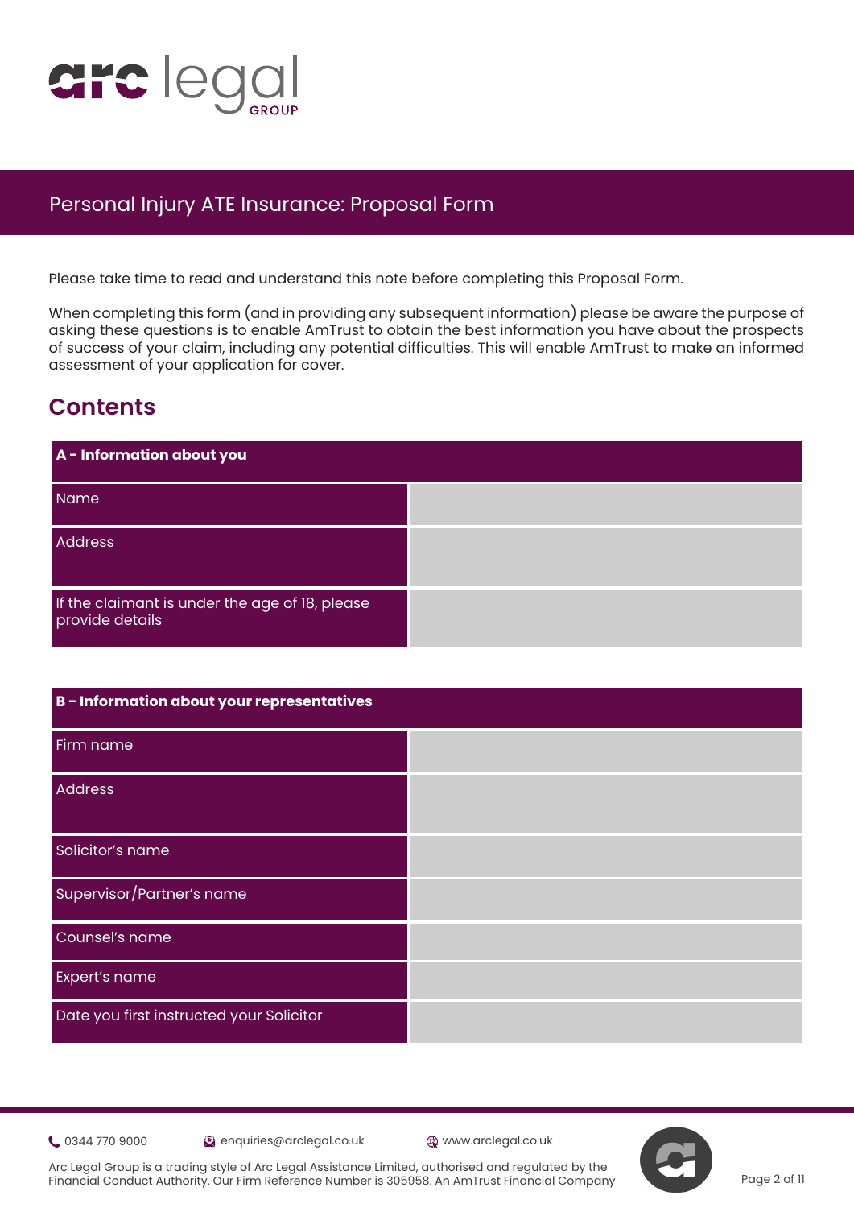# Personal Injury ATE Insurance: Proposal Form

Please take time to read and understand this note before completing this Proposal Form.

When completing this form (and in providing any subsequent information) please be aware the purpose of asking these questions is to enable AmTrust to obtain the best information you have about the prospects of success of your claim, including any potential difficulties. This will enable AmTrust to make an informed assessment of your application for cover.

## Contents

| **A - Information about you** | |
|---|---|
| Name | |
| Address | |
| If the claimant is under the age of 18, please provide details | |

| **B - Information about your representatives** | |
|---|---|
| Firm name | |
| Address | |
| Solicitor's name | |
| Supervisor/Partner's name | |
| Counsel's name | |
| Expert's name | |
| Date you first instructed your Solicitor | |

0344 770 9000 enquiries@arclegal.co.uk www.arclegal.co.uk

Arc Legal Group is a trading style of Arc Legal Assistance Limited, authorised and regulated by the Financial Conduct Authority. Our Firm Reference Number is 305958. An AmTrust Financial Company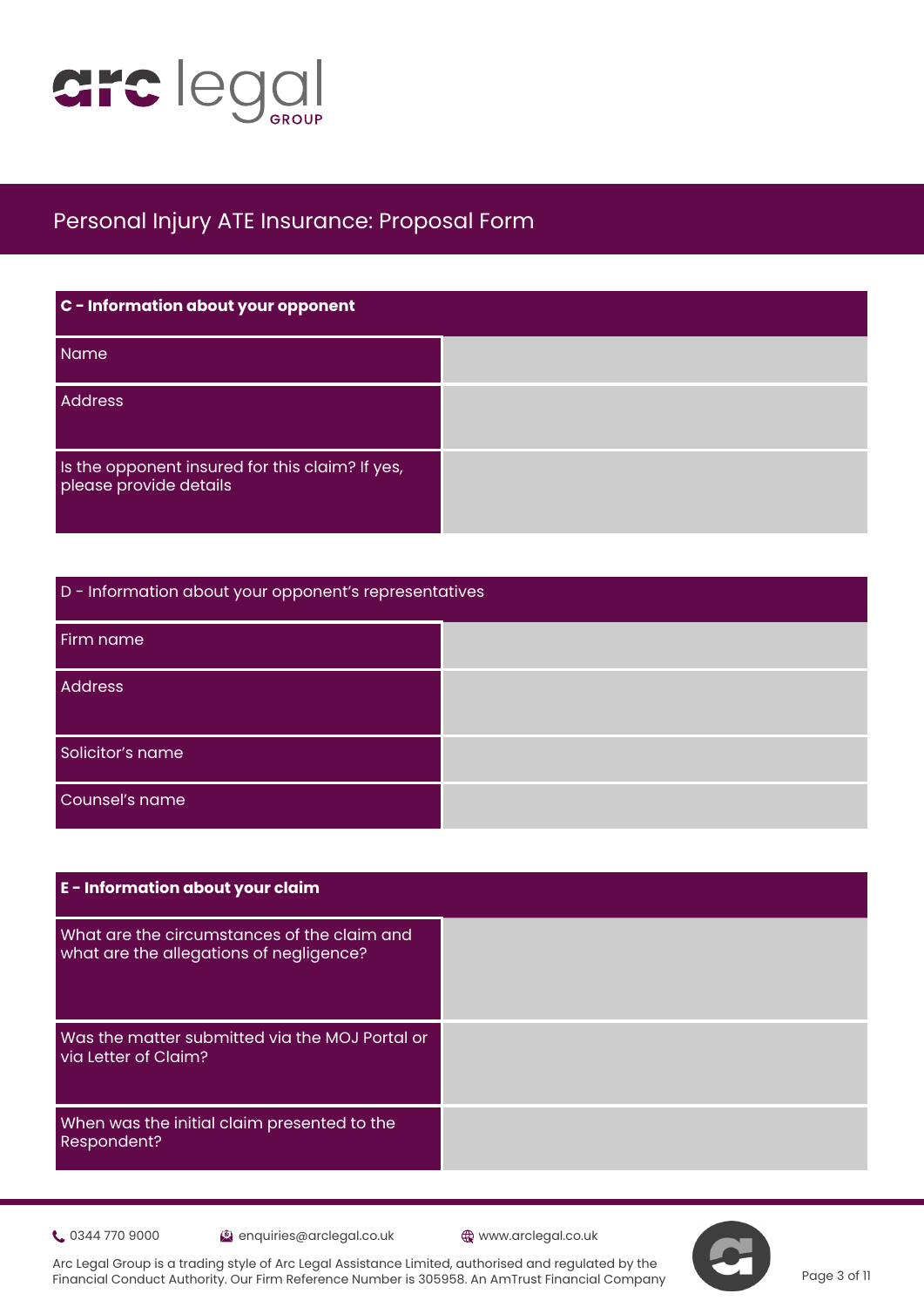# Personal Injury ATE Insurance: Proposal Form

| **C - Information about your opponent** | |
|---|---|
| Name | |
| Address | |
| Is the opponent insured for this claim? If yes, please provide details | |

| D - Information about your opponent's representatives | |
|---|---|
| Firm name | |
| Address | |
| Solicitor's name | |
| Counsel's name | |

| **E - Information about your claim** | |
|---|---|
| What are the circumstances of the claim and what are the allegations of negligence? | |
| Was the matter submitted via the MOJ Portal or via Letter of Claim? | |
| When was the initial claim presented to the Respondent? | |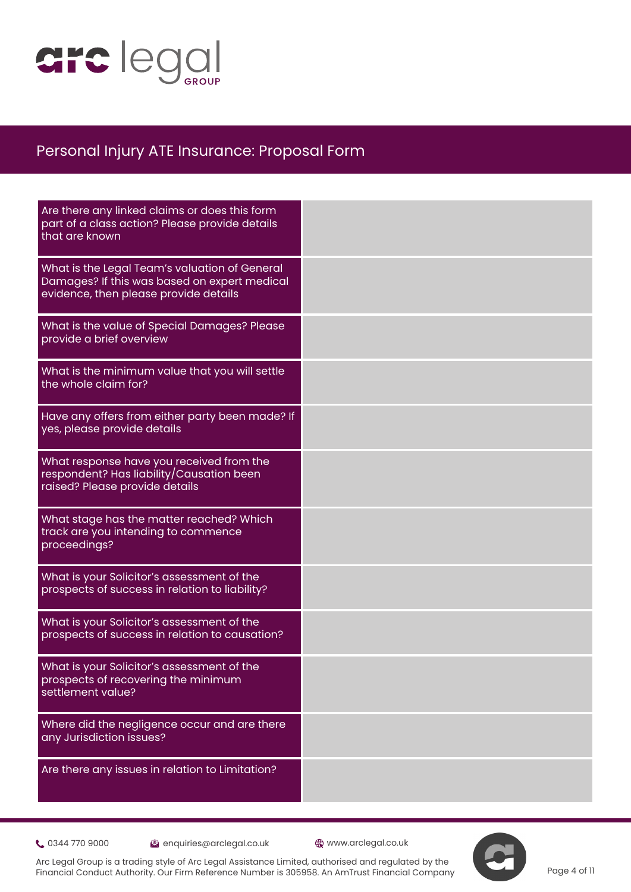# Personal Injury ATE Insurance: Proposal Form

| | |
|---|---|
| Are there any linked claims or does this form part of a class action? Please provide details that are known | |
| What is the Legal Team's valuation of General Damages? If this was based on expert medical evidence, then please provide details | |
| What is the value of Special Damages? Please provide a brief overview | |
| What is the minimum value that you will settle the whole claim for? | |
| Have any offers from either party been made? If yes, please provide details | |
| What response have you received from the respondent? Has liability/Causation been raised? Please provide details | |
| What stage has the matter reached? Which track are you intending to commence proceedings? | |
| What is your Solicitor's assessment of the prospects of success in relation to liability? | |
| What is your Solicitor's assessment of the prospects of success in relation to causation? | |
| What is your Solicitor's assessment of the prospects of recovering the minimum settlement value? | |
| Where did the negligence occur and are there any Jurisdiction issues? | |
| Are there any issues in relation to Limitation? | |

0344 770 9000 · enquiries@arclegal.co.uk · www.arclegal.co.uk

Arc Legal Group is a trading style of Arc Legal Assistance Limited, authorised and regulated by the Financial Conduct Authority. Our Firm Reference Number is 305958. An AmTrust Financial Company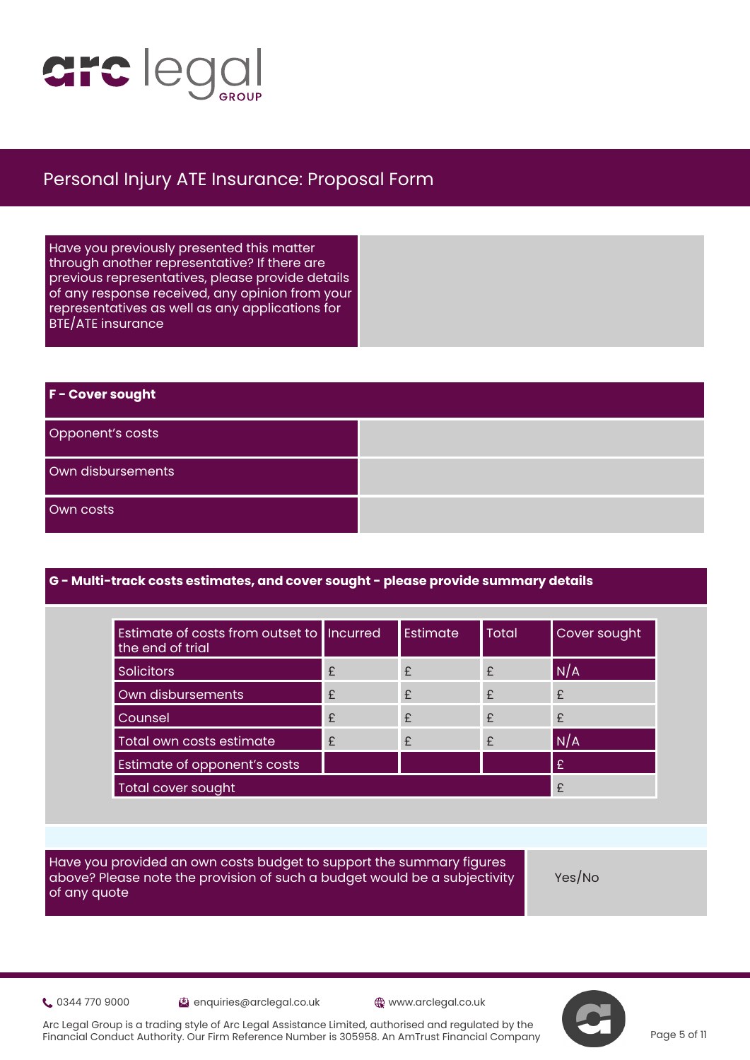# Personal Injury ATE Insurance: Proposal Form

| Have you previously presented this matter through another representative? If there are previous representatives, please provide details of any response received, any opinion from your representatives as well as any applications for BTE/ATE insurance | |
|---|---|

## F - Cover sought

| Opponent's costs | |
|---|---|
| Own disbursements | |
| Own costs | |

## G - Multi-track costs estimates, and cover sought - please provide summary details

| Estimate of costs from outset to the end of trial | Incurred | Estimate | Total | Cover sought |
|---|---|---|---|---|
| Solicitors | £ | £ | £ | N/A |
| Own disbursements | £ | £ | £ | £ |
| Counsel | £ | £ | £ | £ |
| Total own costs estimate | £ | £ | £ | N/A |
| Estimate of opponent's costs | | | | £ |
| Total cover sought | | | | £ |

| Have you provided an own costs budget to support the summary figures above? Please note the provision of such a budget would be a subjectivity of any quote | Yes/No |
|---|---|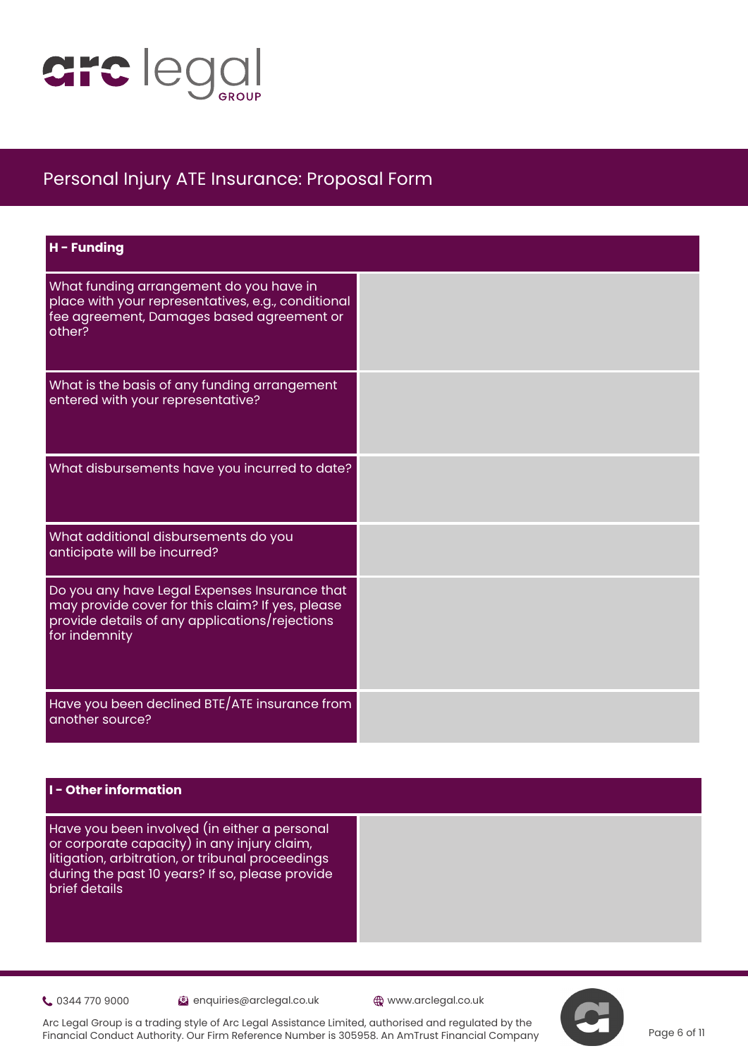# Personal Injury ATE Insurance: Proposal Form

| H - Funding | |
|---|---|
| What funding arrangement do you have in place with your representatives, e.g., conditional fee agreement, Damages based agreement or other? | |
| What is the basis of any funding arrangement entered with your representative? | |
| What disbursements have you incurred to date? | |
| What additional disbursements do you anticipate will be incurred? | |
| Do you any have Legal Expenses Insurance that may provide cover for this claim? If yes, please provide details of any applications/rejections for indemnity | |
| Have you been declined BTE/ATE insurance from another source? | |

| I - Other information | |
|---|---|
| Have you been involved (in either a personal or corporate capacity) in any injury claim, litigation, arbitration, or tribunal proceedings during the past 10 years? If so, please provide brief details | |

0344 770 9000 | enquiries@arclegal.co.uk | www.arclegal.co.uk

Arc Legal Group is a trading style of Arc Legal Assistance Limited, authorised and regulated by the Financial Conduct Authority. Our Firm Reference Number is 305958. An AmTrust Financial Company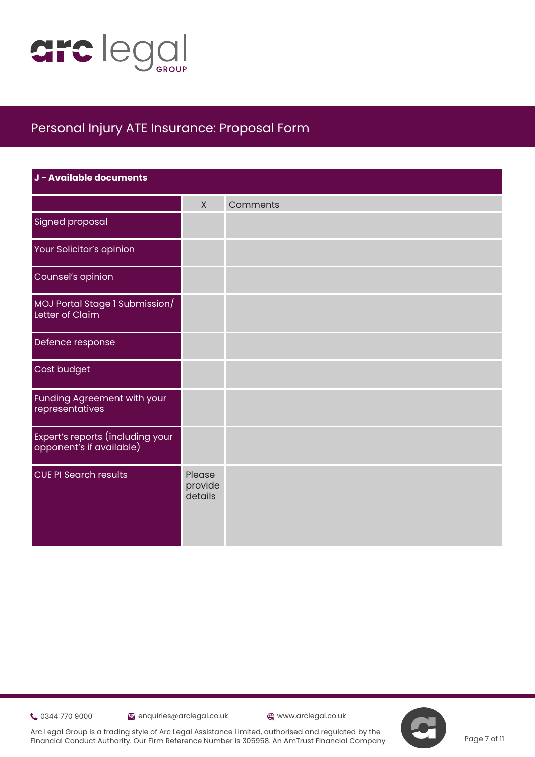# Personal Injury ATE Insurance: Proposal Form

## J - Available documents

| | X | Comments |
|---|---|---|
| Signed proposal | | |
| Your Solicitor's opinion | | |
| Counsel's opinion | | |
| MOJ Portal Stage 1 Submission/ Letter of Claim | | |
| Defence response | | |
| Cost budget | | |
| Funding Agreement with your representatives | | |
| Expert's reports (including your opponent's if available) | | |
| CUE PI Search results | Please provide details | |

0344 770 9000 | enquiries@arclegal.co.uk | www.arclegal.co.uk

Arc Legal Group is a trading style of Arc Legal Assistance Limited, authorised and regulated by the Financial Conduct Authority. Our Firm Reference Number is 305958. An AmTrust Financial Company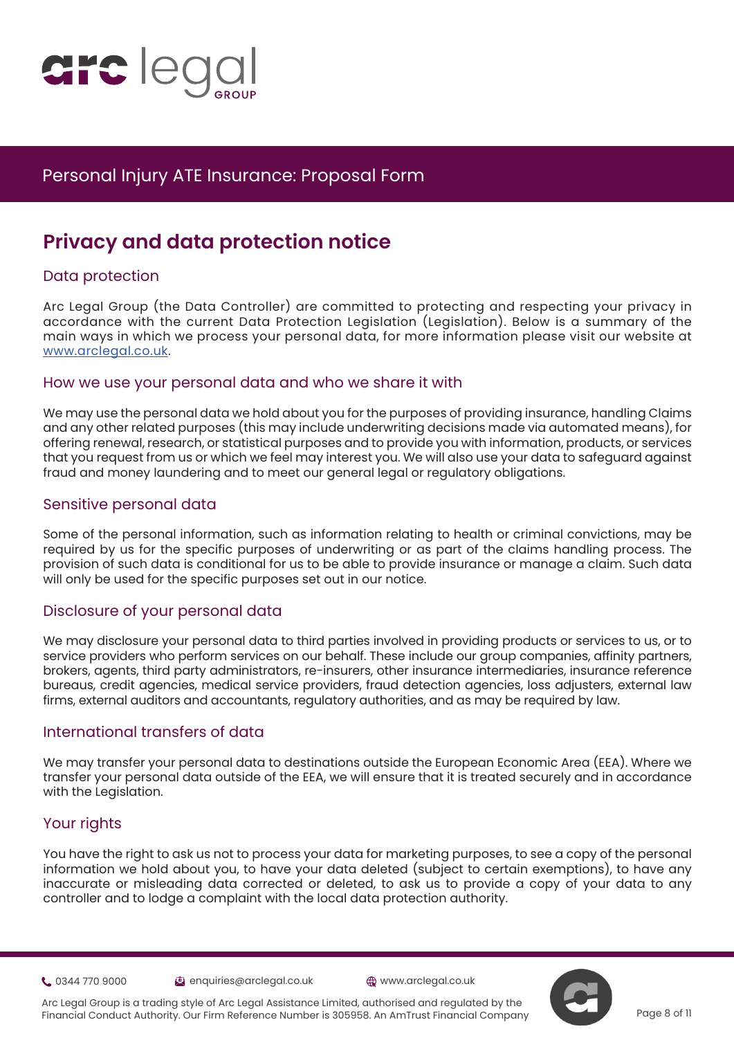# Personal Injury ATE Insurance: Proposal Form

## Privacy and data protection notice

### Data protection

Arc Legal Group (the Data Controller) are committed to protecting and respecting your privacy in accordance with the current Data Protection Legislation (Legislation). Below is a summary of the main ways in which we process your personal data, for more information please visit our website at www.arclegal.co.uk.

### How we use your personal data and who we share it with

We may use the personal data we hold about you for the purposes of providing insurance, handling Claims and any other related purposes (this may include underwriting decisions made via automated means), for offering renewal, research, or statistical purposes and to provide you with information, products, or services that you request from us or which we feel may interest you. We will also use your data to safeguard against fraud and money laundering and to meet our general legal or regulatory obligations.

### Sensitive personal data

Some of the personal information, such as information relating to health or criminal convictions, may be required by us for the specific purposes of underwriting or as part of the claims handling process. The provision of such data is conditional for us to be able to provide insurance or manage a claim. Such data will only be used for the specific purposes set out in our notice.

### Disclosure of your personal data

We may disclosure your personal data to third parties involved in providing products or services to us, or to service providers who perform services on our behalf. These include our group companies, affinity partners, brokers, agents, third party administrators, re-insurers, other insurance intermediaries, insurance reference bureaus, credit agencies, medical service providers, fraud detection agencies, loss adjusters, external law firms, external auditors and accountants, regulatory authorities, and as may be required by law.

### International transfers of data

We may transfer your personal data to destinations outside the European Economic Area (EEA). Where we transfer your personal data outside of the EEA, we will ensure that it is treated securely and in accordance with the Legislation.

### Your rights

You have the right to ask us not to process your data for marketing purposes, to see a copy of the personal information we hold about you, to have your data deleted (subject to certain exemptions), to have any inaccurate or misleading data corrected or deleted, to ask us to provide a copy of your data to any controller and to lodge a complaint with the local data protection authority.

0344 770 9000 enquiries@arclegal.co.uk www.arclegal.co.uk

Arc Legal Group is a trading style of Arc Legal Assistance Limited, authorised and regulated by the Financial Conduct Authority. Our Firm Reference Number is 305958. An AmTrust Financial Company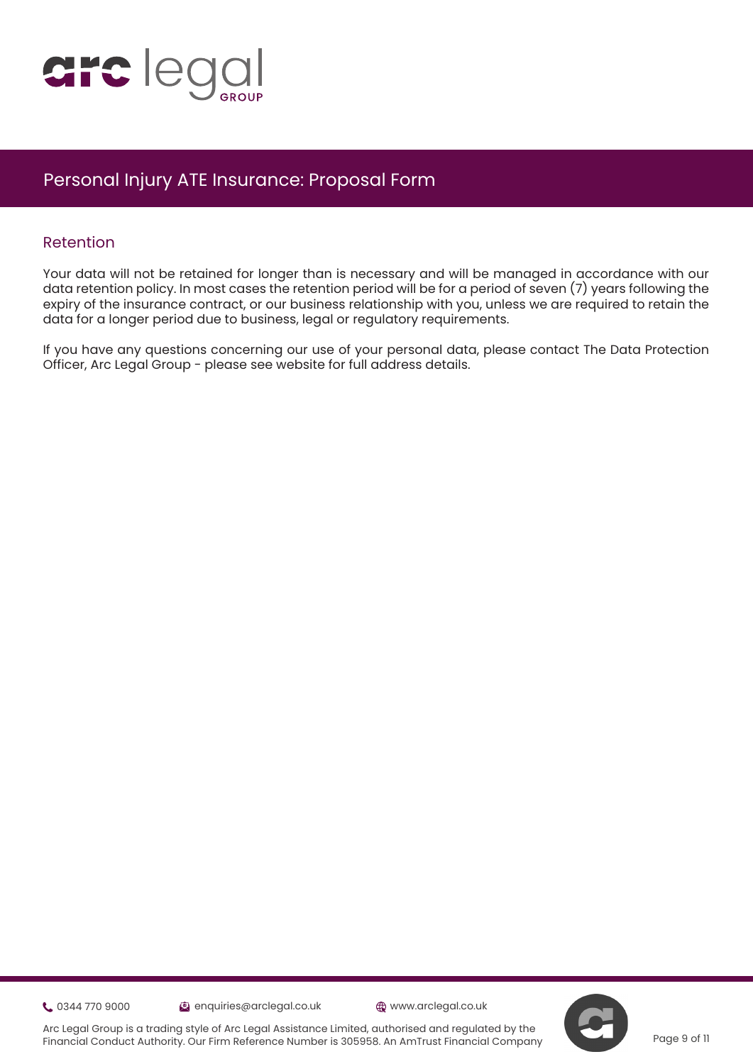## Retention

Your data will not be retained for longer than is necessary and will be managed in accordance with our data retention policy. In most cases the retention period will be for a period of seven (7) years following the expiry of the insurance contract, or our business relationship with you, unless we are required to retain the data for a longer period due to business, legal or regulatory requirements.

If you have any questions concerning our use of your personal data, please contact The Data Protection Officer, Arc Legal Group - please see website for full address details.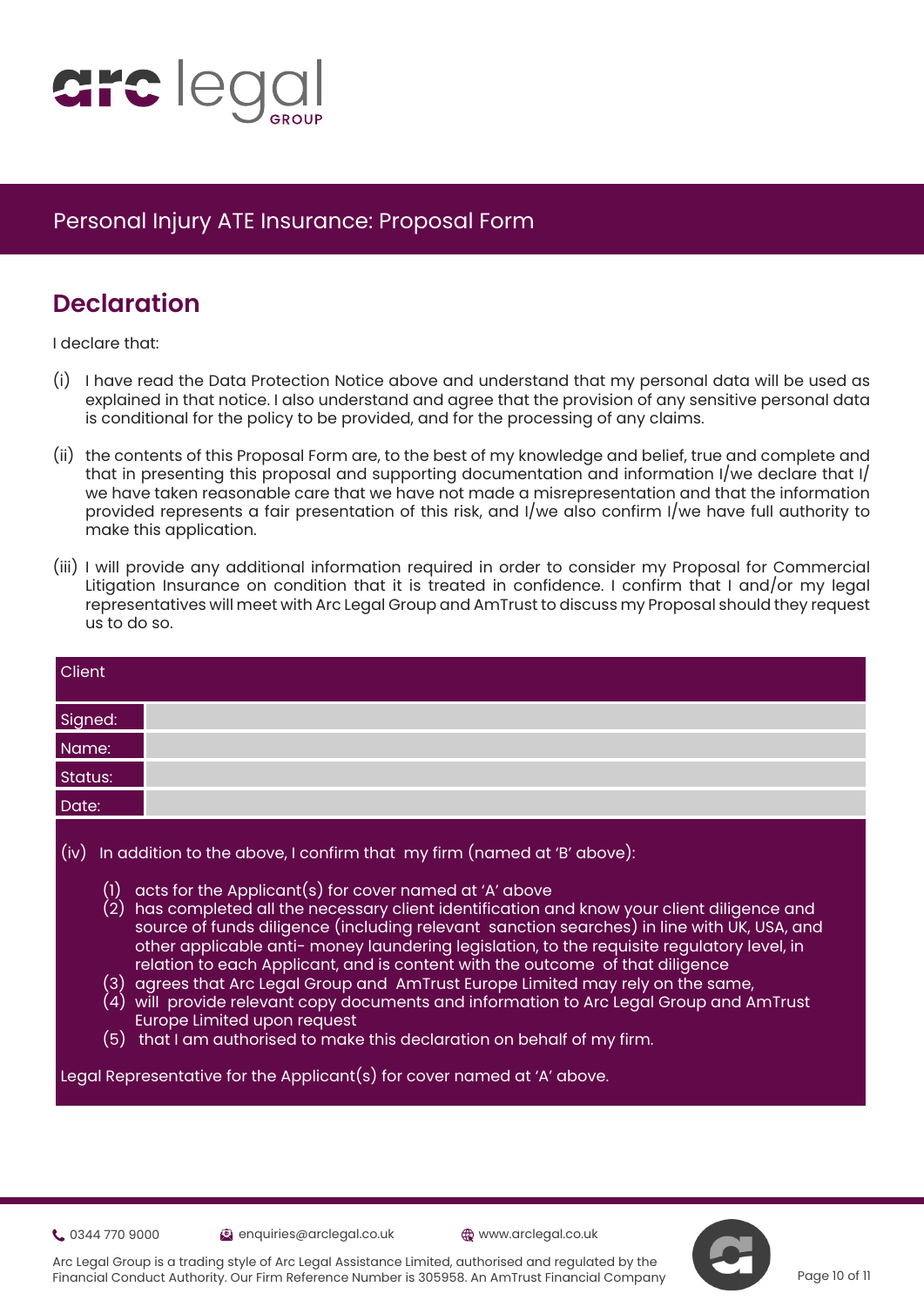## Declaration

I declare that:

(i) I have read the Data Protection Notice above and understand that my personal data will be used as explained in that notice. I also understand and agree that the provision of any sensitive personal data is conditional for the policy to be provided, and for the processing of any claims.

(ii) the contents of this Proposal Form are, to the best of my knowledge and belief, true and complete and that in presenting this proposal and supporting documentation and information I/we declare that I/we have taken reasonable care that we have not made a misrepresentation and that the information provided represents a fair presentation of this risk, and I/we also confirm I/we have full authority to make this application.

(iii) I will provide any additional information required in order to consider my Proposal for Commercial Litigation Insurance on condition that it is treated in confidence. I confirm that I and/or my legal representatives will meet with Arc Legal Group and AmTrust to discuss my Proposal should they request us to do so.

| Client | |
|---|---|
| Signed: | |
| Name: | |
| Status: | |
| Date: | |

(iv) In addition to the above, I confirm that my firm (named at 'B' above):

(1) acts for the Applicant(s) for cover named at 'A' above
(2) has completed all the necessary client identification and know your client diligence and source of funds diligence (including relevant sanction searches) in line with UK, USA, and other applicable anti- money laundering legislation, to the requisite regulatory level, in relation to each Applicant, and is content with the outcome of that diligence
(3) agrees that Arc Legal Group and AmTrust Europe Limited may rely on the same,
(4) will provide relevant copy documents and information to Arc Legal Group and AmTrust Europe Limited upon request
(5) that I am authorised to make this declaration on behalf of my firm.

Legal Representative for the Applicant(s) for cover named at 'A' above.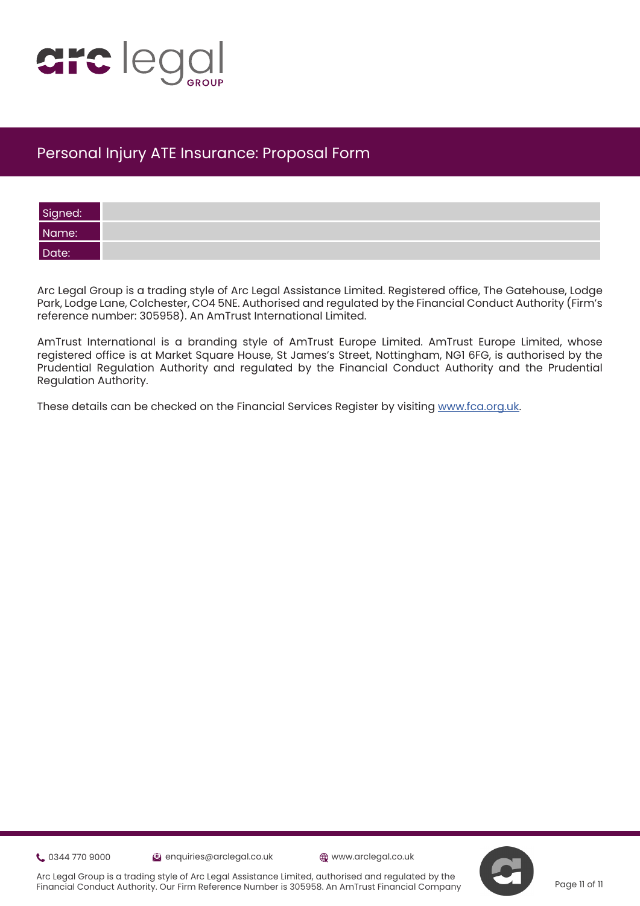# Personal Injury ATE Insurance: Proposal Form

| | |
|---|---|
| Signed: | |
| Name: | |
| Date: | |

Arc Legal Group is a trading style of Arc Legal Assistance Limited. Registered office, The Gatehouse, Lodge Park, Lodge Lane, Colchester, CO4 5NE. Authorised and regulated by the Financial Conduct Authority (Firm's reference number: 305958). An AmTrust International Limited.

AmTrust International is a branding style of AmTrust Europe Limited. AmTrust Europe Limited, whose registered office is at Market Square House, St James's Street, Nottingham, NG1 6FG, is authorised by the Prudential Regulation Authority and regulated by the Financial Conduct Authority and the Prudential Regulation Authority.

These details can be checked on the Financial Services Register by visiting www.fca.org.uk.